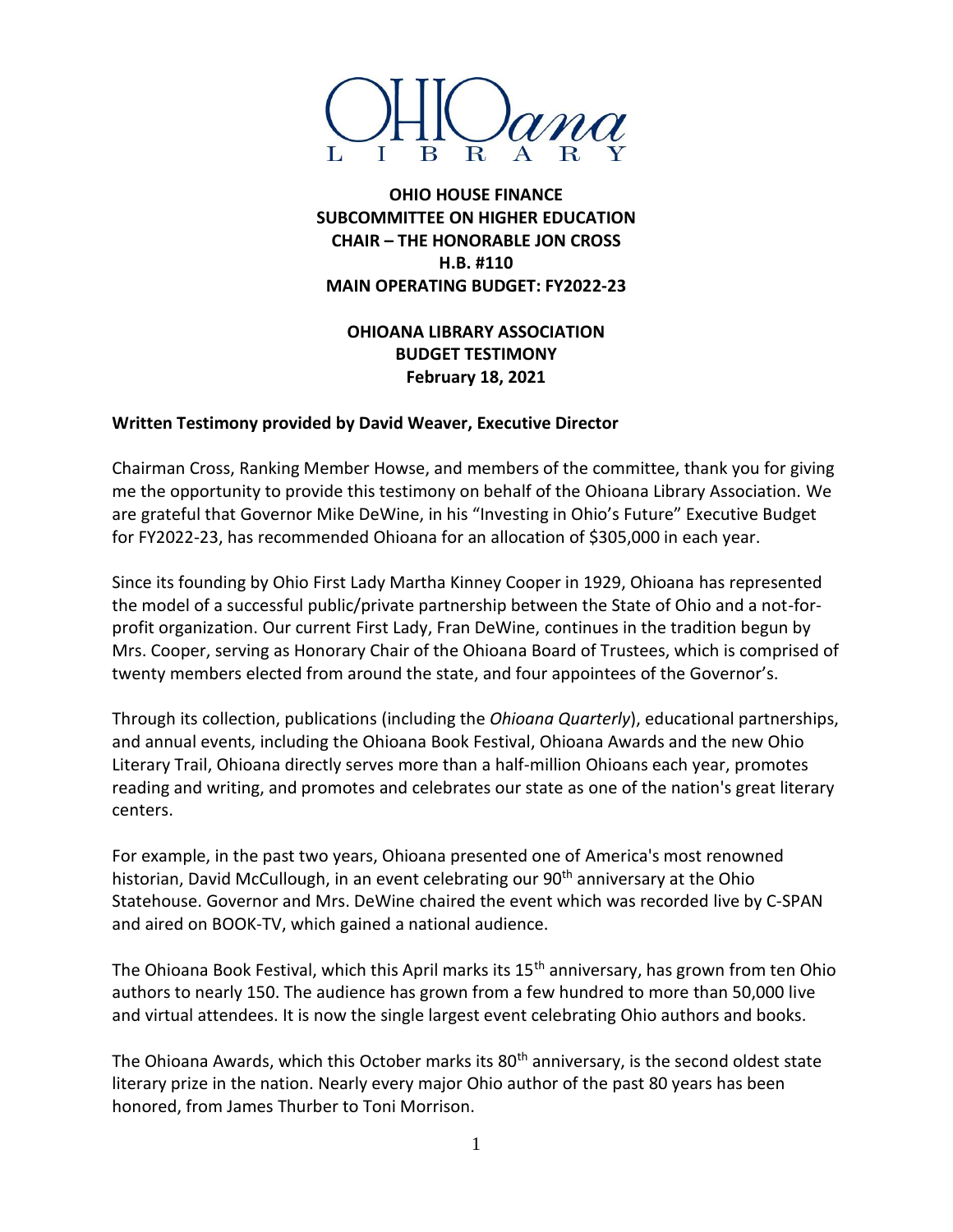# OHIOana LIBRARY

**OHIO HOUSE FINANCE**
**SUBCOMMITTEE ON HIGHER EDUCATION**
**CHAIR – THE HONORABLE JON CROSS**
**H.B. #110**
**MAIN OPERATING BUDGET: FY2022-23**

**OHIOANA LIBRARY ASSOCIATION**
**BUDGET TESTIMONY**
**February 18, 2021**

**Written Testimony provided by David Weaver, Executive Director**

Chairman Cross, Ranking Member Howse, and members of the committee, thank you for giving me the opportunity to provide this testimony on behalf of the Ohioana Library Association. We are grateful that Governor Mike DeWine, in his "Investing in Ohio's Future" Executive Budget for FY2022-23, has recommended Ohioana for an allocation of $305,000 in each year.

Since its founding by Ohio First Lady Martha Kinney Cooper in 1929, Ohioana has represented the model of a successful public/private partnership between the State of Ohio and a not-for-profit organization. Our current First Lady, Fran DeWine, continues in the tradition begun by Mrs. Cooper, serving as Honorary Chair of the Ohioana Board of Trustees, which is comprised of twenty members elected from around the state, and four appointees of the Governor's.

Through its collection, publications (including the *Ohioana Quarterly*), educational partnerships, and annual events, including the Ohioana Book Festival, Ohioana Awards and the new Ohio Literary Trail, Ohioana directly serves more than a half-million Ohioans each year, promotes reading and writing, and promotes and celebrates our state as one of the nation's great literary centers.

For example, in the past two years, Ohioana presented one of America's most renowned historian, David McCullough, in an event celebrating our 90th anniversary at the Ohio Statehouse. Governor and Mrs. DeWine chaired the event which was recorded live by C-SPAN and aired on BOOK-TV, which gained a national audience.

The Ohioana Book Festival, which this April marks its 15th anniversary, has grown from ten Ohio authors to nearly 150. The audience has grown from a few hundred to more than 50,000 live and virtual attendees. It is now the single largest event celebrating Ohio authors and books.

The Ohioana Awards, which this October marks its 80th anniversary, is the second oldest state literary prize in the nation. Nearly every major Ohio author of the past 80 years has been honored, from James Thurber to Toni Morrison.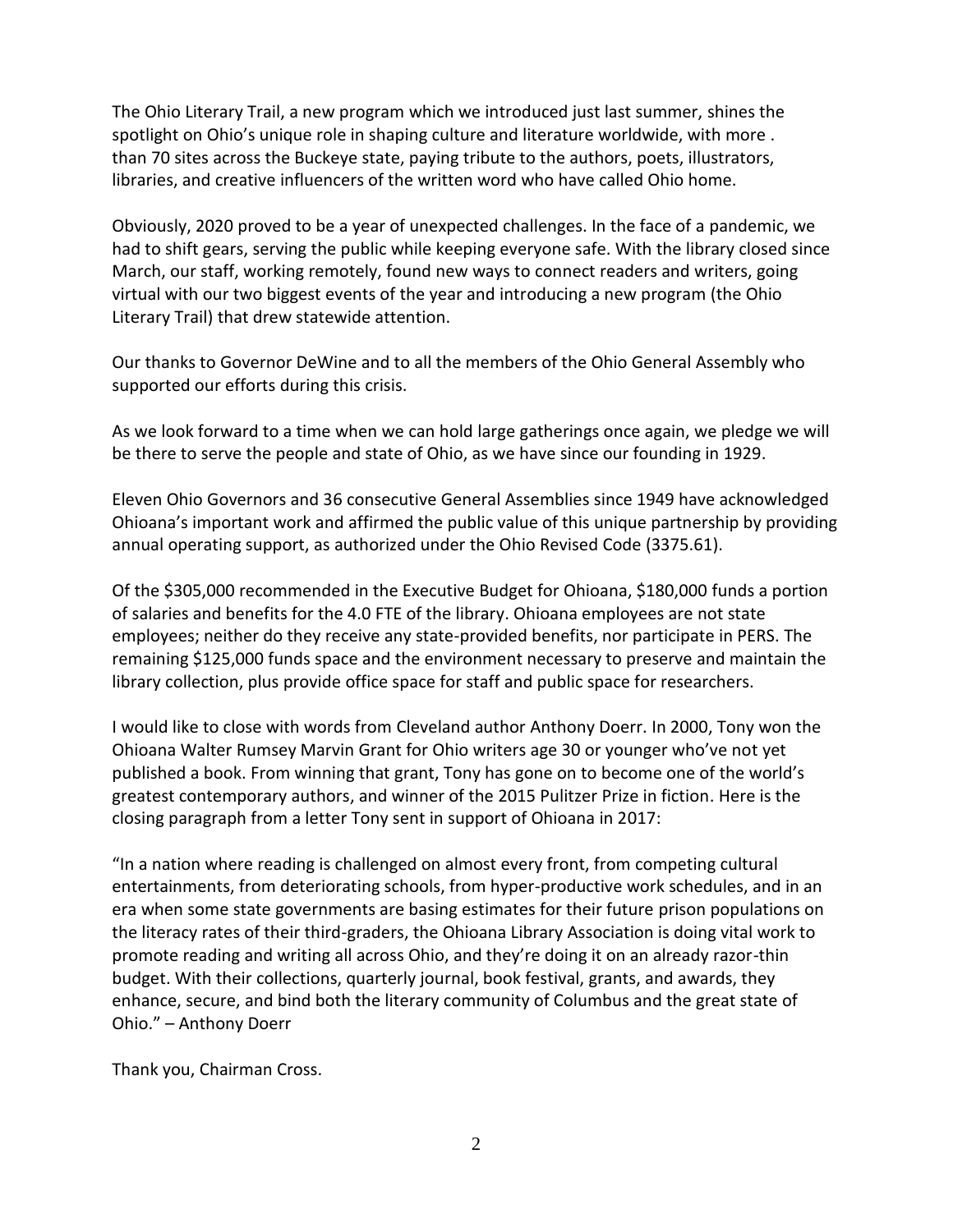The Ohio Literary Trail, a new program which we introduced just last summer, shines the spotlight on Ohio's unique role in shaping culture and literature worldwide, with more . than 70 sites across the Buckeye state, paying tribute to the authors, poets, illustrators, libraries, and creative influencers of the written word who have called Ohio home.

Obviously, 2020 proved to be a year of unexpected challenges. In the face of a pandemic, we had to shift gears, serving the public while keeping everyone safe. With the library closed since March, our staff, working remotely, found new ways to connect readers and writers, going virtual with our two biggest events of the year and introducing a new program (the Ohio Literary Trail) that drew statewide attention.

Our thanks to Governor DeWine and to all the members of the Ohio General Assembly who supported our efforts during this crisis.

As we look forward to a time when we can hold large gatherings once again, we pledge we will be there to serve the people and state of Ohio, as we have since our founding in 1929.

Eleven Ohio Governors and 36 consecutive General Assemblies since 1949 have acknowledged Ohioana's important work and affirmed the public value of this unique partnership by providing annual operating support, as authorized under the Ohio Revised Code (3375.61).

Of the $305,000 recommended in the Executive Budget for Ohioana, $180,000 funds a portion of salaries and benefits for the 4.0 FTE of the library. Ohioana employees are not state employees; neither do they receive any state-provided benefits, nor participate in PERS. The remaining $125,000 funds space and the environment necessary to preserve and maintain the library collection, plus provide office space for staff and public space for researchers.

I would like to close with words from Cleveland author Anthony Doerr. In 2000, Tony won the Ohioana Walter Rumsey Marvin Grant for Ohio writers age 30 or younger who've not yet published a book. From winning that grant, Tony has gone on to become one of the world's greatest contemporary authors, and winner of the 2015 Pulitzer Prize in fiction. Here is the closing paragraph from a letter Tony sent in support of Ohioana in 2017:

"In a nation where reading is challenged on almost every front, from competing cultural entertainments, from deteriorating schools, from hyper-productive work schedules, and in an era when some state governments are basing estimates for their future prison populations on the literacy rates of their third-graders, the Ohioana Library Association is doing vital work to promote reading and writing all across Ohio, and they're doing it on an already razor-thin budget. With their collections, quarterly journal, book festival, grants, and awards, they enhance, secure, and bind both the literary community of Columbus and the great state of Ohio." – Anthony Doerr

Thank you, Chairman Cross.